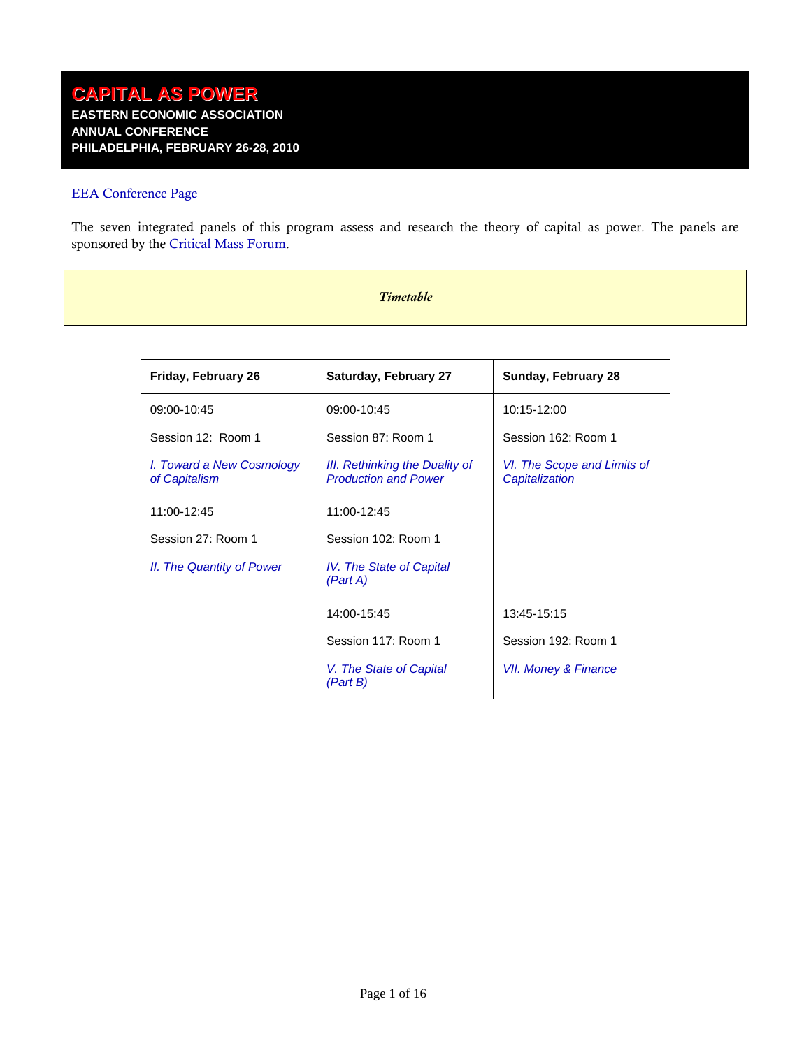# CAPITAL AS POWER

**EASTERN ECONOMIC ASSOCIATION**
**ANNUAL CONFERENCE**
**PHILADELPHIA, FEBRUARY 26-28, 2010**

EEA Conference Page

The seven integrated panels of this program assess and research the theory of capital as power. The panels are sponsored by the Critical Mass Forum.

*Timetable*

| Friday, February 26 | Saturday, February 27 | Sunday, February 28 |
|---|---|---|
| 09:00-10:45<br>Session 12: Room 1<br>*I. Toward a New Cosmology of Capitalism* | 09:00-10:45<br>Session 87: Room 1<br>*III. Rethinking the Duality of Production and Power* | 10:15-12:00<br>Session 162: Room 1<br>*VI. The Scope and Limits of Capitalization* |
| 11:00-12:45<br>Session 27: Room 1<br>*II. The Quantity of Power* | 11:00-12:45<br>Session 102: Room 1<br>*IV. The State of Capital (Part A)* | |
| | 14:00-15:45<br>Session 117: Room 1<br>*V. The State of Capital (Part B)* | 13:45-15:15<br>Session 192: Room 1<br>*VII. Money & Finance* |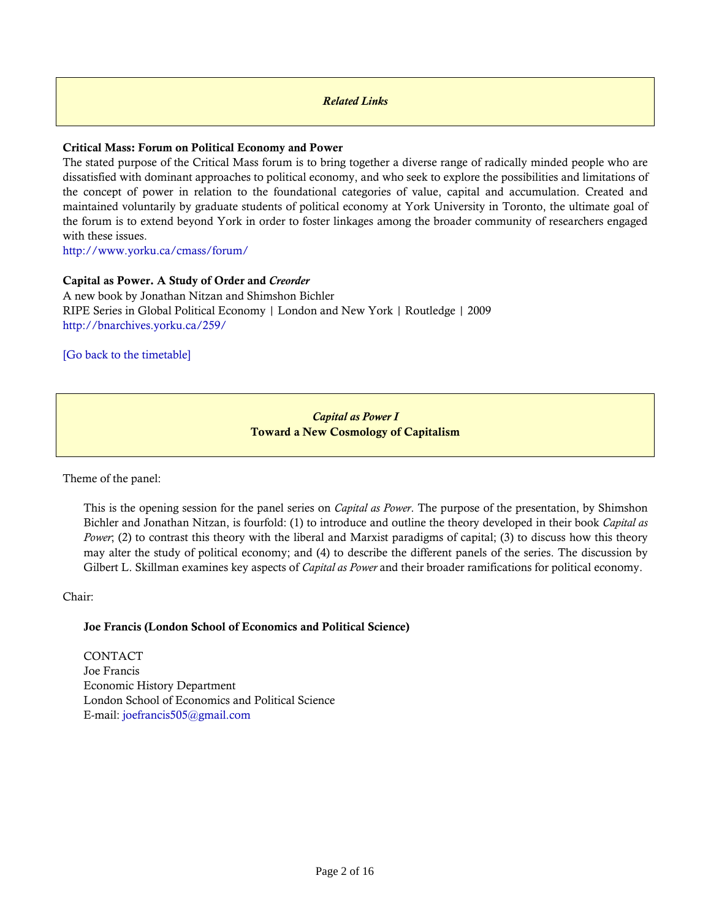*Related Links*

**Critical Mass: Forum on Political Economy and Power**

The stated purpose of the Critical Mass forum is to bring together a diverse range of radically minded people who are dissatisfied with dominant approaches to political economy, and who seek to explore the possibilities and limitations of the concept of power in relation to the foundational categories of value, capital and accumulation. Created and maintained voluntarily by graduate students of political economy at York University in Toronto, the ultimate goal of the forum is to extend beyond York in order to foster linkages among the broader community of researchers engaged with these issues.

http://www.yorku.ca/cmass/forum/

**Capital as Power. A Study of Order and *Creorder***

A new book by Jonathan Nitzan and Shimshon Bichler

RIPE Series in Global Political Economy | London and New York | Routledge | 2009

http://bnarchives.yorku.ca/259/

[Go back to the timetable]

*Capital as Power I*

**Toward a New Cosmology of Capitalism**

Theme of the panel:

> This is the opening session for the panel series on *Capital as Power*. The purpose of the presentation, by Shimshon Bichler and Jonathan Nitzan, is fourfold: (1) to introduce and outline the theory developed in their book *Capital as Power*; (2) to contrast this theory with the liberal and Marxist paradigms of capital; (3) to discuss how this theory may alter the study of political economy; and (4) to describe the different panels of the series. The discussion by Gilbert L. Skillman examines key aspects of *Capital as Power* and their broader ramifications for political economy.

Chair:

> **Joe Francis (London School of Economics and Political Science)**
>
> CONTACT
> Joe Francis
> Economic History Department
> London School of Economics and Political Science
> E-mail: joefrancis505@gmail.com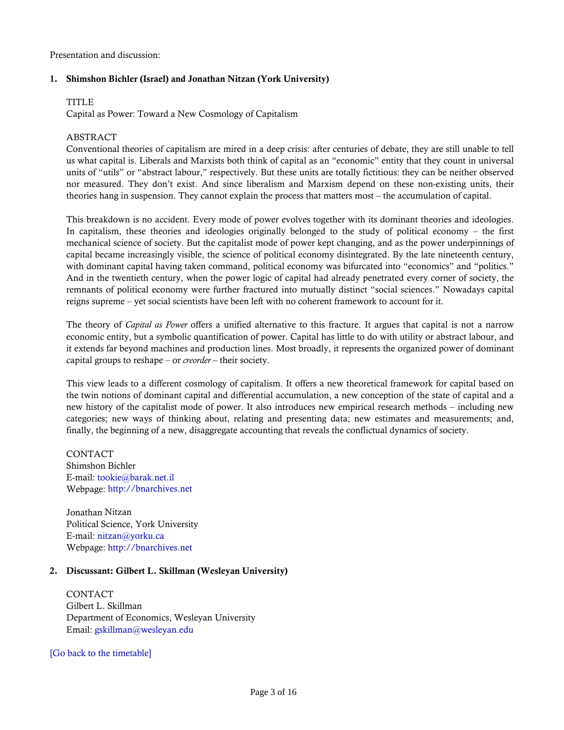Presentation and discussion:

**1. Shimshon Bichler (Israel) and Jonathan Nitzan (York University)**

TITLE
Capital as Power: Toward a New Cosmology of Capitalism

ABSTRACT
Conventional theories of capitalism are mired in a deep crisis: after centuries of debate, they are still unable to tell us what capital is. Liberals and Marxists both think of capital as an "economic" entity that they count in universal units of "utils" or "abstract labour," respectively. But these units are totally fictitious: they can be neither observed nor measured. They don't exist. And since liberalism and Marxism depend on these non-existing units, their theories hang in suspension. They cannot explain the process that matters most – the accumulation of capital.

This breakdown is no accident. Every mode of power evolves together with its dominant theories and ideologies. In capitalism, these theories and ideologies originally belonged to the study of political economy – the first mechanical science of society. But the capitalist mode of power kept changing, and as the power underpinnings of capital became increasingly visible, the science of political economy disintegrated. By the late nineteenth century, with dominant capital having taken command, political economy was bifurcated into "economics" and "politics." And in the twentieth century, when the power logic of capital had already penetrated every corner of society, the remnants of political economy were further fractured into mutually distinct "social sciences." Nowadays capital reigns supreme – yet social scientists have been left with no coherent framework to account for it.

The theory of *Capital as Power* offers a unified alternative to this fracture. It argues that capital is not a narrow economic entity, but a symbolic quantification of power. Capital has little to do with utility or abstract labour, and it extends far beyond machines and production lines. Most broadly, it represents the organized power of dominant capital groups to reshape – or *creorder* – their society.

This view leads to a different cosmology of capitalism. It offers a new theoretical framework for capital based on the twin notions of dominant capital and differential accumulation, a new conception of the state of capital and a new history of the capitalist mode of power. It also introduces new empirical research methods – including new categories; new ways of thinking about, relating and presenting data; new estimates and measurements; and, finally, the beginning of a new, disaggregate accounting that reveals the conflictual dynamics of society.

CONTACT
Shimshon Bichler
E-mail: tookie@barak.net.il
Webpage: http://bnarchives.net

Jonathan Nitzan
Political Science, York University
E-mail: nitzan@yorku.ca
Webpage: http://bnarchives.net

**2. Discussant: Gilbert L. Skillman (Wesleyan University)**

CONTACT
Gilbert L. Skillman
Department of Economics, Wesleyan University
Email: gskillman@wesleyan.edu

[Go back to the timetable]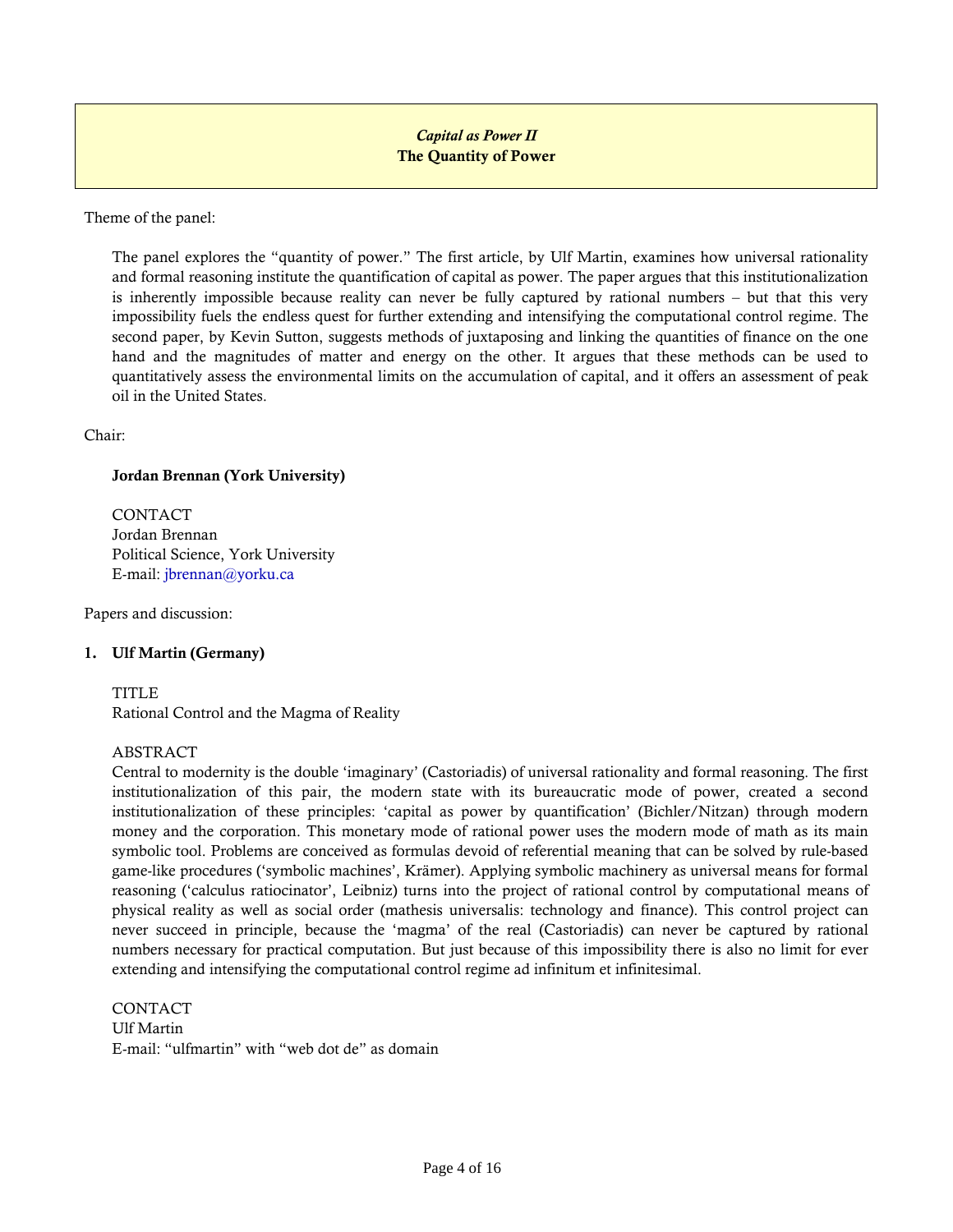*Capital as Power II*
**The Quantity of Power**

Theme of the panel:

The panel explores the "quantity of power." The first article, by Ulf Martin, examines how universal rationality and formal reasoning institute the quantification of capital as power. The paper argues that this institutionalization is inherently impossible because reality can never be fully captured by rational numbers – but that this very impossibility fuels the endless quest for further extending and intensifying the computational control regime. The second paper, by Kevin Sutton, suggests methods of juxtaposing and linking the quantities of finance on the one hand and the magnitudes of matter and energy on the other. It argues that these methods can be used to quantitatively assess the environmental limits on the accumulation of capital, and it offers an assessment of peak oil in the United States.

Chair:

**Jordan Brennan (York University)**

CONTACT
Jordan Brennan
Political Science, York University
E-mail: jbrennan@yorku.ca

Papers and discussion:

1. **Ulf Martin (Germany)**

TITLE
Rational Control and the Magma of Reality

ABSTRACT
Central to modernity is the double 'imaginary' (Castoriadis) of universal rationality and formal reasoning. The first institutionalization of this pair, the modern state with its bureaucratic mode of power, created a second institutionalization of these principles: 'capital as power by quantification' (Bichler/Nitzan) through modern money and the corporation. This monetary mode of rational power uses the modern mode of math as its main symbolic tool. Problems are conceived as formulas devoid of referential meaning that can be solved by rule-based game-like procedures ('symbolic machines', Krämer). Applying symbolic machinery as universal means for formal reasoning ('calculus ratiocinator', Leibniz) turns into the project of rational control by computational means of physical reality as well as social order (mathesis universalis: technology and finance). This control project can never succeed in principle, because the 'magma' of the real (Castoriadis) can never be captured by rational numbers necessary for practical computation. But just because of this impossibility there is also no limit for ever extending and intensifying the computational control regime ad infinitum et infinitesimal.

CONTACT
Ulf Martin
E-mail: "ulfmartin" with "web dot de" as domain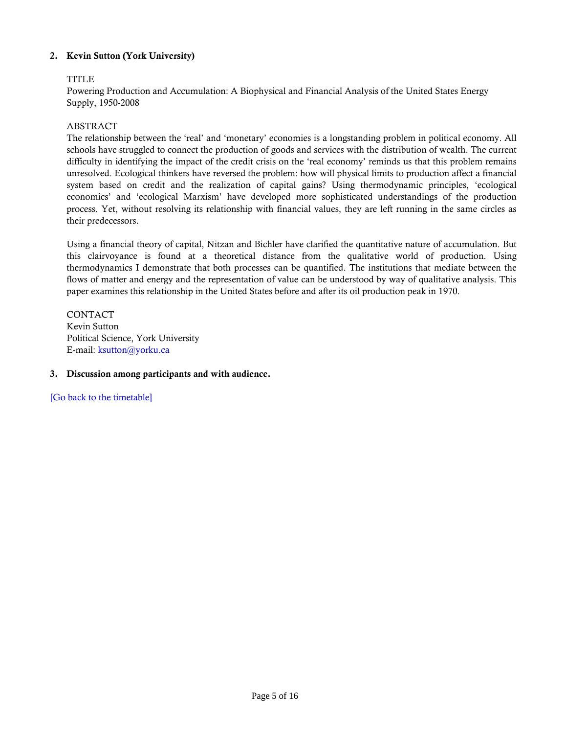2. **Kevin Sutton (York University)**

TITLE

Powering Production and Accumulation: A Biophysical and Financial Analysis of the United States Energy Supply, 1950-2008

ABSTRACT

The relationship between the 'real' and 'monetary' economies is a longstanding problem in political economy. All schools have struggled to connect the production of goods and services with the distribution of wealth. The current difficulty in identifying the impact of the credit crisis on the 'real economy' reminds us that this problem remains unresolved. Ecological thinkers have reversed the problem: how will physical limits to production affect a financial system based on credit and the realization of capital gains? Using thermodynamic principles, 'ecological economics' and 'ecological Marxism' have developed more sophisticated understandings of the production process. Yet, without resolving its relationship with financial values, they are left running in the same circles as their predecessors.

Using a financial theory of capital, Nitzan and Bichler have clarified the quantitative nature of accumulation. But this clairvoyance is found at a theoretical distance from the qualitative world of production. Using thermodynamics I demonstrate that both processes can be quantified. The institutions that mediate between the flows of matter and energy and the representation of value can be understood by way of qualitative analysis. This paper examines this relationship in the United States before and after its oil production peak in 1970.

CONTACT

Kevin Sutton

Political Science, York University

E-mail: ksutton@yorku.ca

3. **Discussion among participants and with audience.**

[Go back to the timetable]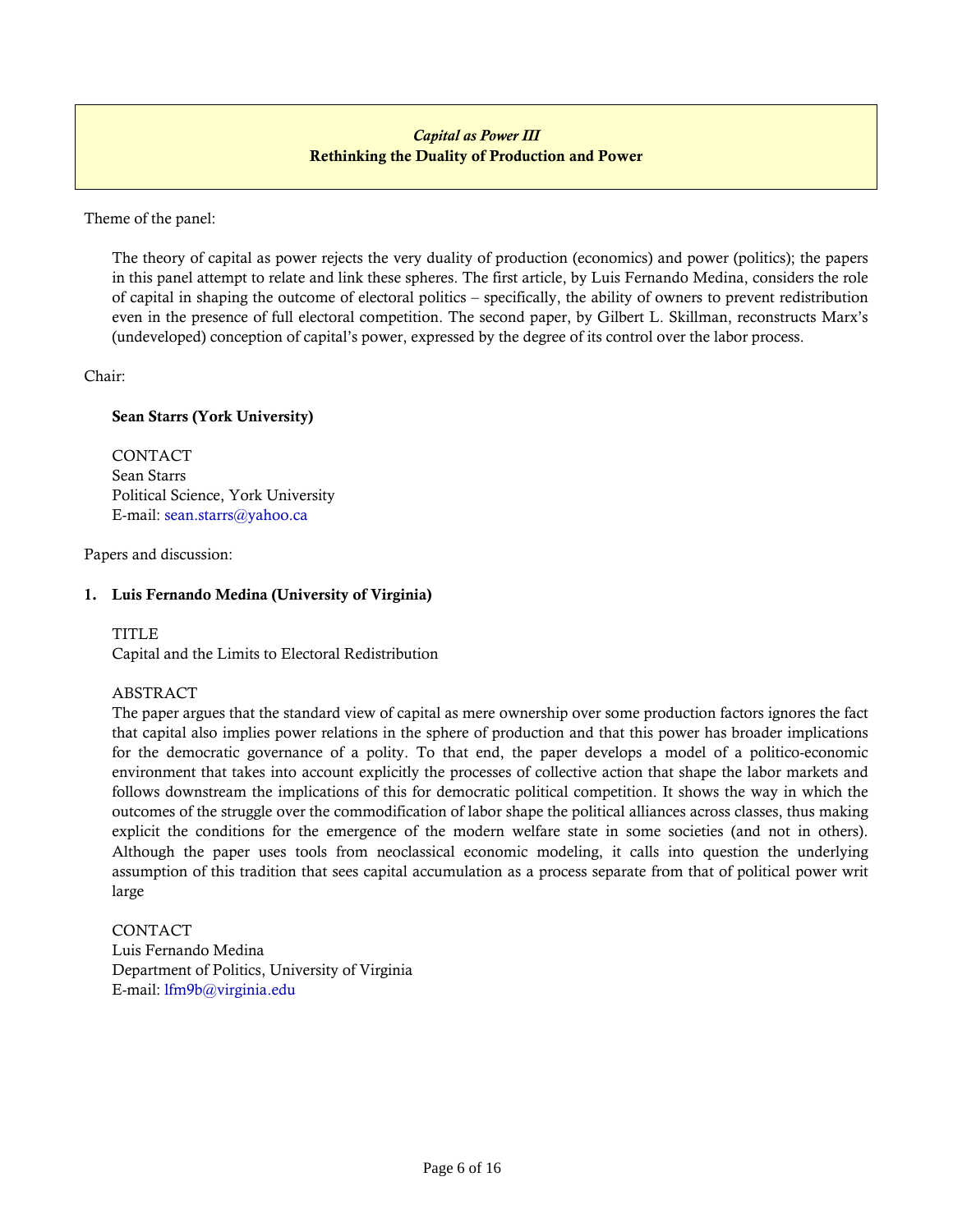## *Capital as Power III*
## Rethinking the Duality of Production and Power

Theme of the panel:

The theory of capital as power rejects the very duality of production (economics) and power (politics); the papers in this panel attempt to relate and link these spheres. The first article, by Luis Fernando Medina, considers the role of capital in shaping the outcome of electoral politics – specifically, the ability of owners to prevent redistribution even in the presence of full electoral competition. The second paper, by Gilbert L. Skillman, reconstructs Marx's (undeveloped) conception of capital's power, expressed by the degree of its control over the labor process.

Chair:

**Sean Starrs (York University)**

CONTACT
Sean Starrs
Political Science, York University
E-mail: sean.starrs@yahoo.ca

Papers and discussion:

**1. Luis Fernando Medina (University of Virginia)**

TITLE
Capital and the Limits to Electoral Redistribution

ABSTRACT
The paper argues that the standard view of capital as mere ownership over some production factors ignores the fact that capital also implies power relations in the sphere of production and that this power has broader implications for the democratic governance of a polity. To that end, the paper develops a model of a politico-economic environment that takes into account explicitly the processes of collective action that shape the labor markets and follows downstream the implications of this for democratic political competition. It shows the way in which the outcomes of the struggle over the commodification of labor shape the political alliances across classes, thus making explicit the conditions for the emergence of the modern welfare state in some societies (and not in others). Although the paper uses tools from neoclassical economic modeling, it calls into question the underlying assumption of this tradition that sees capital accumulation as a process separate from that of political power writ large

CONTACT
Luis Fernando Medina
Department of Politics, University of Virginia
E-mail: lfm9b@virginia.edu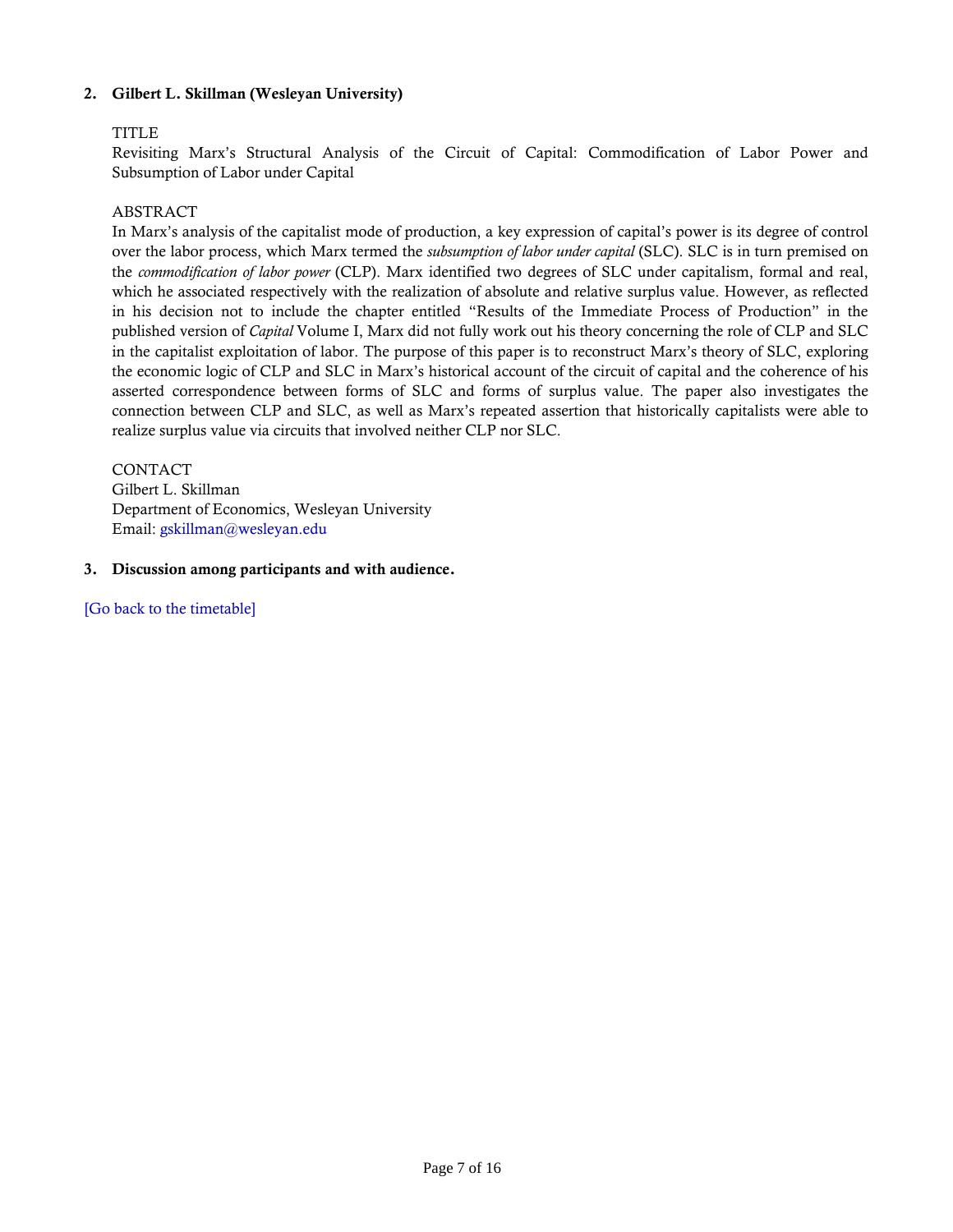2. **Gilbert L. Skillman (Wesleyan University)**

TITLE

Revisiting Marx's Structural Analysis of the Circuit of Capital: Commodification of Labor Power and Subsumption of Labor under Capital

ABSTRACT

In Marx's analysis of the capitalist mode of production, a key expression of capital's power is its degree of control over the labor process, which Marx termed the *subsumption of labor under capital* (SLC). SLC is in turn premised on the *commodification of labor power* (CLP). Marx identified two degrees of SLC under capitalism, formal and real, which he associated respectively with the realization of absolute and relative surplus value. However, as reflected in his decision not to include the chapter entitled "Results of the Immediate Process of Production" in the published version of *Capital* Volume I, Marx did not fully work out his theory concerning the role of CLP and SLC in the capitalist exploitation of labor. The purpose of this paper is to reconstruct Marx's theory of SLC, exploring the economic logic of CLP and SLC in Marx's historical account of the circuit of capital and the coherence of his asserted correspondence between forms of SLC and forms of surplus value. The paper also investigates the connection between CLP and SLC, as well as Marx's repeated assertion that historically capitalists were able to realize surplus value via circuits that involved neither CLP nor SLC.

CONTACT

Gilbert L. Skillman

Department of Economics, Wesleyan University

Email: gskillman@wesleyan.edu

3. **Discussion among participants and with audience.**

[Go back to the timetable]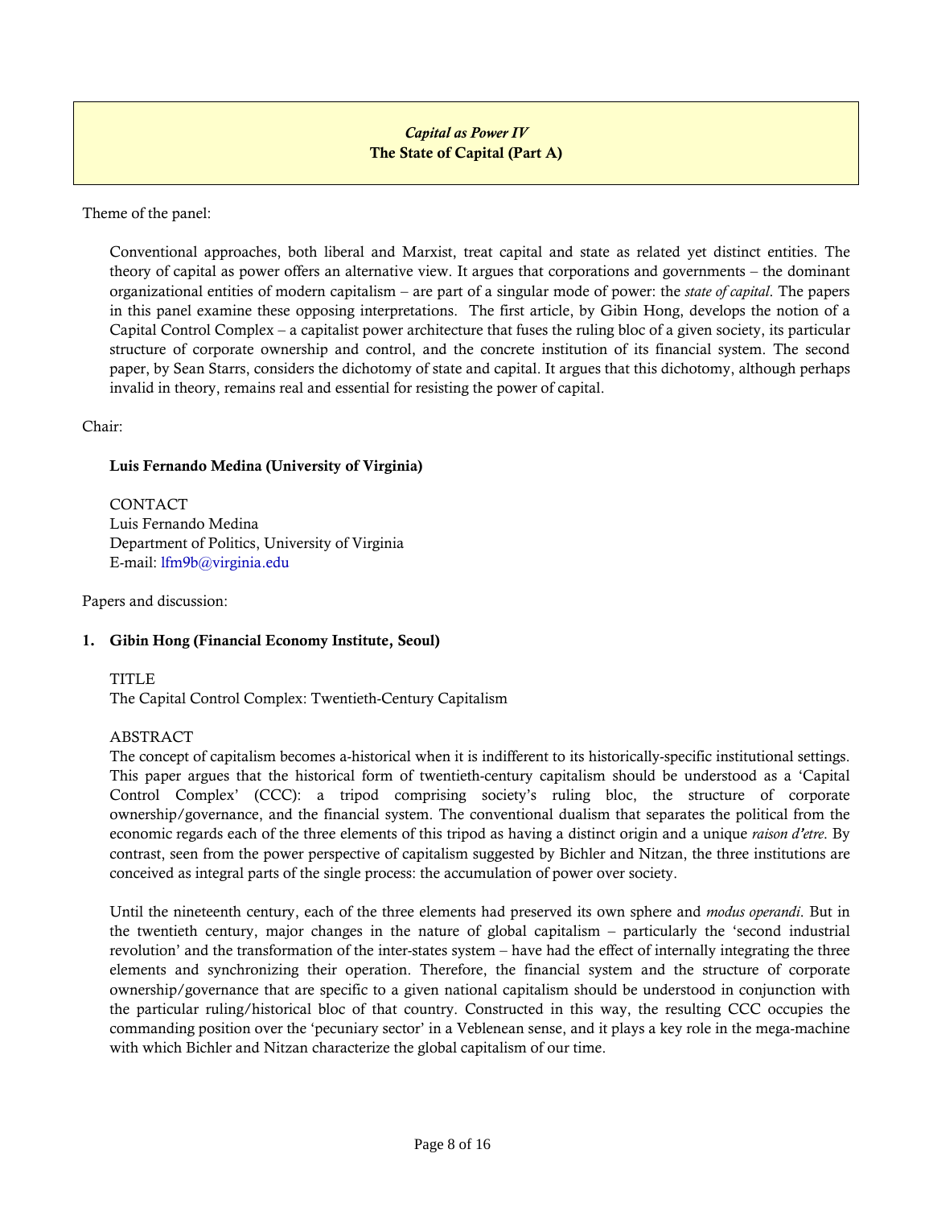## *Capital as Power IV*
## The State of Capital (Part A)

Theme of the panel:

Conventional approaches, both liberal and Marxist, treat capital and state as related yet distinct entities. The theory of capital as power offers an alternative view. It argues that corporations and governments – the dominant organizational entities of modern capitalism – are part of a singular mode of power: the *state of capital*. The papers in this panel examine these opposing interpretations. The first article, by Gibin Hong, develops the notion of a Capital Control Complex – a capitalist power architecture that fuses the ruling bloc of a given society, its particular structure of corporate ownership and control, and the concrete institution of its financial system. The second paper, by Sean Starrs, considers the dichotomy of state and capital. It argues that this dichotomy, although perhaps invalid in theory, remains real and essential for resisting the power of capital.

Chair:

**Luis Fernando Medina (University of Virginia)**

CONTACT
Luis Fernando Medina
Department of Politics, University of Virginia
E-mail: lfm9b@virginia.edu

Papers and discussion:

1. **Gibin Hong (Financial Economy Institute, Seoul)**

TITLE
The Capital Control Complex: Twentieth-Century Capitalism

ABSTRACT
The concept of capitalism becomes a-historical when it is indifferent to its historically-specific institutional settings. This paper argues that the historical form of twentieth-century capitalism should be understood as a 'Capital Control Complex' (CCC): a tripod comprising society's ruling bloc, the structure of corporate ownership/governance, and the financial system. The conventional dualism that separates the political from the economic regards each of the three elements of this tripod as having a distinct origin and a unique *raison d'etre*. By contrast, seen from the power perspective of capitalism suggested by Bichler and Nitzan, the three institutions are conceived as integral parts of the single process: the accumulation of power over society.

Until the nineteenth century, each of the three elements had preserved its own sphere and *modus operandi*. But in the twentieth century, major changes in the nature of global capitalism – particularly the 'second industrial revolution' and the transformation of the inter-states system – have had the effect of internally integrating the three elements and synchronizing their operation. Therefore, the financial system and the structure of corporate ownership/governance that are specific to a given national capitalism should be understood in conjunction with the particular ruling/historical bloc of that country. Constructed in this way, the resulting CCC occupies the commanding position over the 'pecuniary sector' in a Veblenean sense, and it plays a key role in the mega-machine with which Bichler and Nitzan characterize the global capitalism of our time.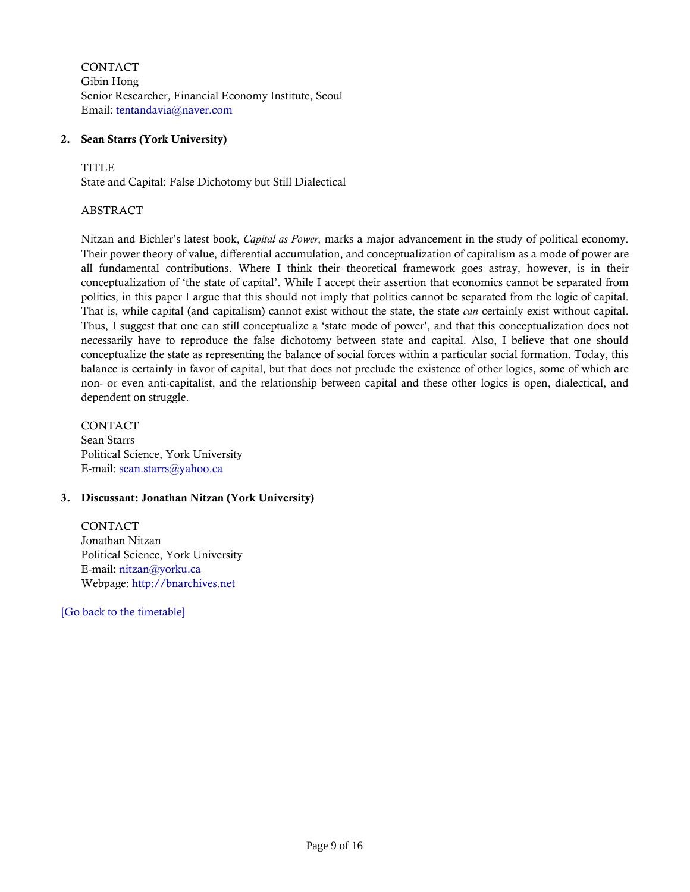CONTACT
Gibin Hong
Senior Researcher, Financial Economy Institute, Seoul
Email: tentandavia@naver.com

### 2. Sean Starrs (York University)

TITLE
State and Capital: False Dichotomy but Still Dialectical

ABSTRACT

Nitzan and Bichler's latest book, *Capital as Power*, marks a major advancement in the study of political economy. Their power theory of value, differential accumulation, and conceptualization of capitalism as a mode of power are all fundamental contributions. Where I think their theoretical framework goes astray, however, is in their conceptualization of 'the state of capital'. While I accept their assertion that economics cannot be separated from politics, in this paper I argue that this should not imply that politics cannot be separated from the logic of capital. That is, while capital (and capitalism) cannot exist without the state, the state *can* certainly exist without capital. Thus, I suggest that one can still conceptualize a 'state mode of power', and that this conceptualization does not necessarily have to reproduce the false dichotomy between state and capital. Also, I believe that one should conceptualize the state as representing the balance of social forces within a particular social formation. Today, this balance is certainly in favor of capital, but that does not preclude the existence of other logics, some of which are non- or even anti-capitalist, and the relationship between capital and these other logics is open, dialectical, and dependent on struggle.

CONTACT
Sean Starrs
Political Science, York University
E-mail: sean.starrs@yahoo.ca

### 3. Discussant: Jonathan Nitzan (York University)

CONTACT
Jonathan Nitzan
Political Science, York University
E-mail: nitzan@yorku.ca
Webpage: http://bnarchives.net

[Go back to the timetable]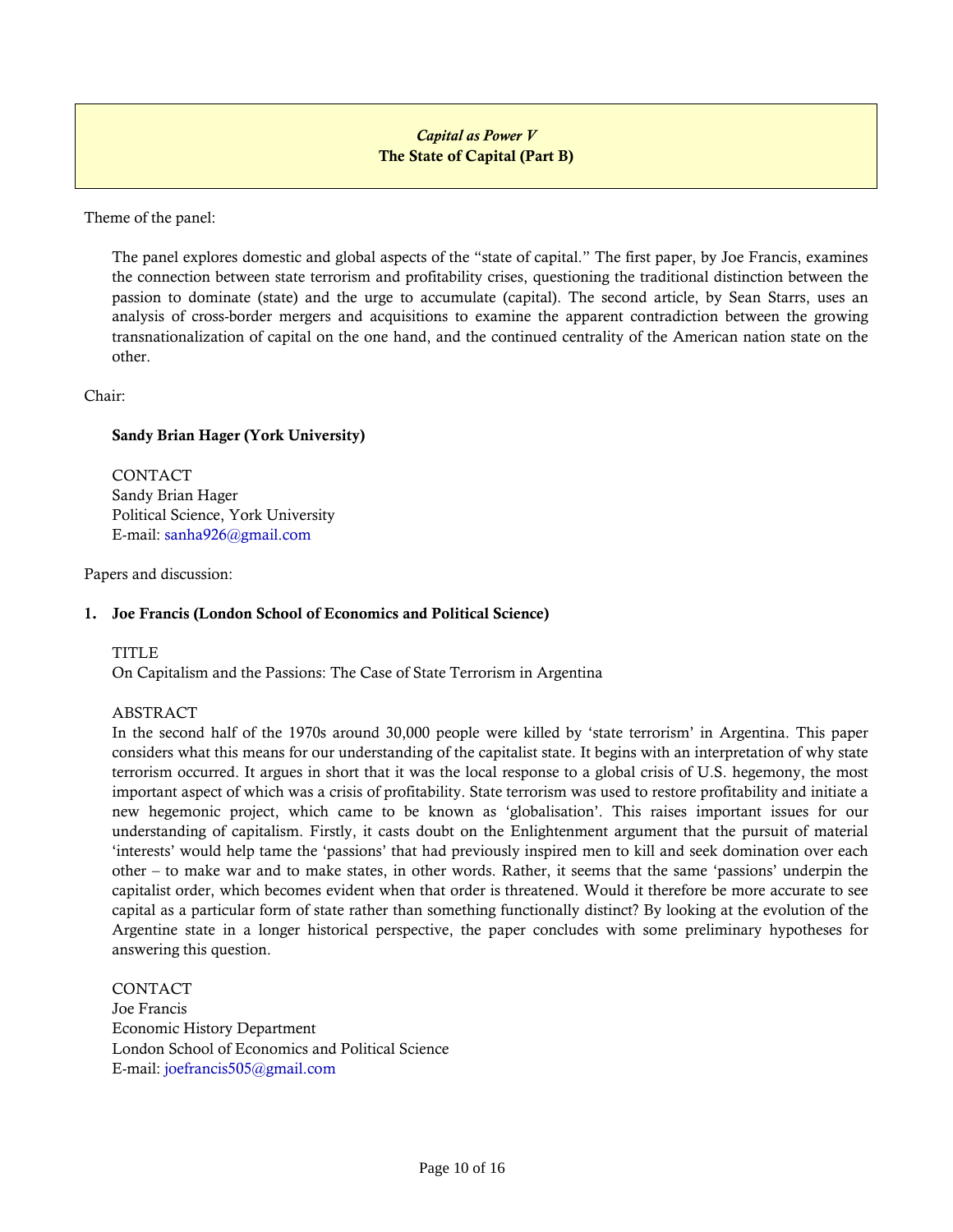*Capital as Power V*
**The State of Capital (Part B)**

Theme of the panel:

The panel explores domestic and global aspects of the "state of capital." The first paper, by Joe Francis, examines the connection between state terrorism and profitability crises, questioning the traditional distinction between the passion to dominate (state) and the urge to accumulate (capital). The second article, by Sean Starrs, uses an analysis of cross-border mergers and acquisitions to examine the apparent contradiction between the growing transnationalization of capital on the one hand, and the continued centrality of the American nation state on the other.

Chair:

**Sandy Brian Hager (York University)**

CONTACT
Sandy Brian Hager
Political Science, York University
E-mail: sanha926@gmail.com

Papers and discussion:

**1. Joe Francis (London School of Economics and Political Science)**

TITLE
On Capitalism and the Passions: The Case of State Terrorism in Argentina

ABSTRACT
In the second half of the 1970s around 30,000 people were killed by 'state terrorism' in Argentina. This paper considers what this means for our understanding of the capitalist state. It begins with an interpretation of why state terrorism occurred. It argues in short that it was the local response to a global crisis of U.S. hegemony, the most important aspect of which was a crisis of profitability. State terrorism was used to restore profitability and initiate a new hegemonic project, which came to be known as 'globalisation'. This raises important issues for our understanding of capitalism. Firstly, it casts doubt on the Enlightenment argument that the pursuit of material 'interests' would help tame the 'passions' that had previously inspired men to kill and seek domination over each other – to make war and to make states, in other words. Rather, it seems that the same 'passions' underpin the capitalist order, which becomes evident when that order is threatened. Would it therefore be more accurate to see capital as a particular form of state rather than something functionally distinct? By looking at the evolution of the Argentine state in a longer historical perspective, the paper concludes with some preliminary hypotheses for answering this question.

CONTACT
Joe Francis
Economic History Department
London School of Economics and Political Science
E-mail: joefrancis505@gmail.com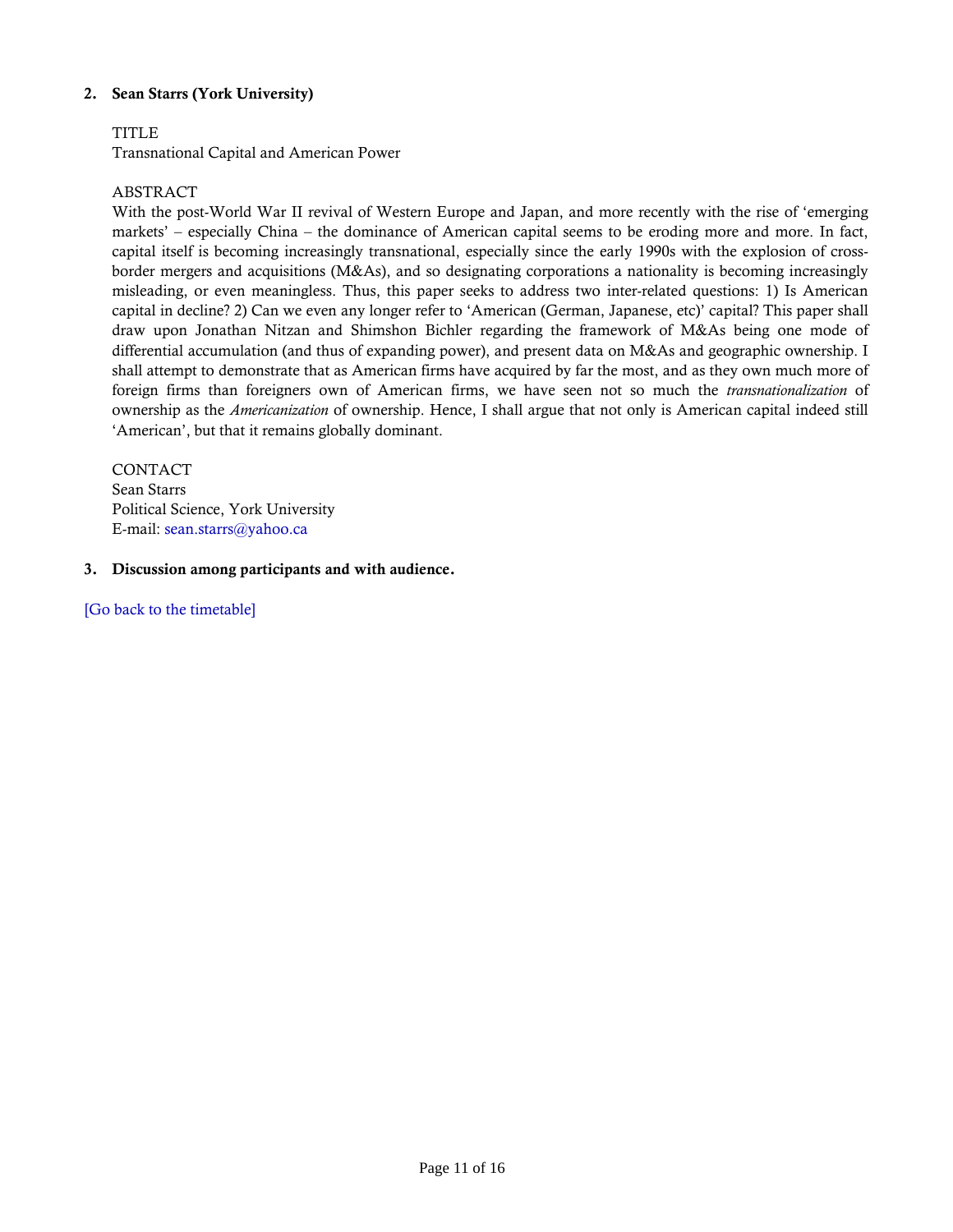**2. Sean Starrs (York University)**

TITLE
Transnational Capital and American Power

ABSTRACT
With the post-World War II revival of Western Europe and Japan, and more recently with the rise of 'emerging markets' – especially China – the dominance of American capital seems to be eroding more and more. In fact, capital itself is becoming increasingly transnational, especially since the early 1990s with the explosion of cross-border mergers and acquisitions (M&As), and so designating corporations a nationality is becoming increasingly misleading, or even meaningless. Thus, this paper seeks to address two inter-related questions: 1) Is American capital in decline? 2) Can we even any longer refer to 'American (German, Japanese, etc)' capital? This paper shall draw upon Jonathan Nitzan and Shimshon Bichler regarding the framework of M&As being one mode of differential accumulation (and thus of expanding power), and present data on M&As and geographic ownership. I shall attempt to demonstrate that as American firms have acquired by far the most, and as they own much more of foreign firms than foreigners own of American firms, we have seen not so much the *transnationalization* of ownership as the *Americanization* of ownership. Hence, I shall argue that not only is American capital indeed still 'American', but that it remains globally dominant.

CONTACT
Sean Starrs
Political Science, York University
E-mail: sean.starrs@yahoo.ca

**3. Discussion among participants and with audience.**

[Go back to the timetable]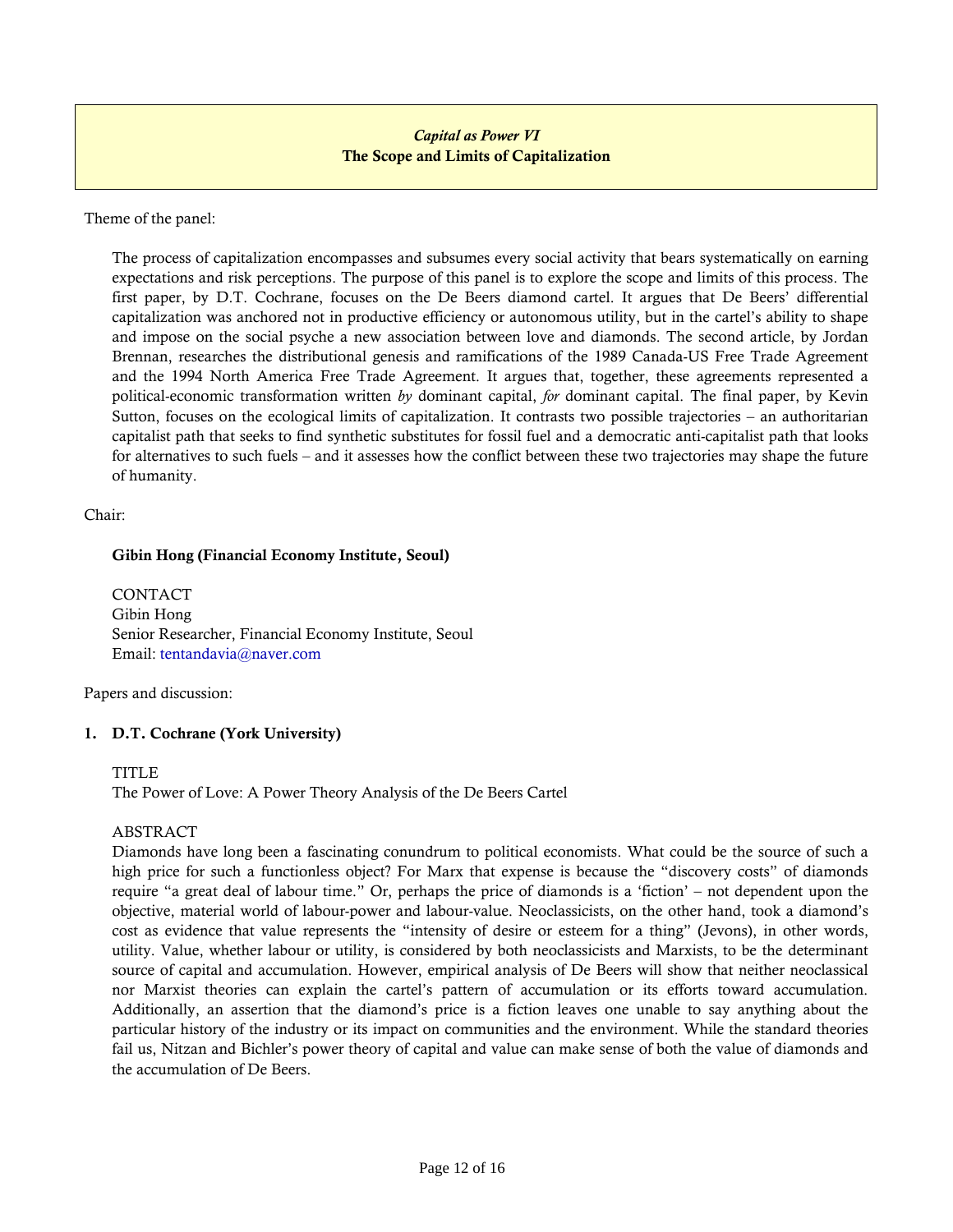*Capital as Power VI*
**The Scope and Limits of Capitalization**

Theme of the panel:

The process of capitalization encompasses and subsumes every social activity that bears systematically on earning expectations and risk perceptions. The purpose of this panel is to explore the scope and limits of this process. The first paper, by D.T. Cochrane, focuses on the De Beers diamond cartel. It argues that De Beers' differential capitalization was anchored not in productive efficiency or autonomous utility, but in the cartel's ability to shape and impose on the social psyche a new association between love and diamonds. The second article, by Jordan Brennan, researches the distributional genesis and ramifications of the 1989 Canada-US Free Trade Agreement and the 1994 North America Free Trade Agreement. It argues that, together, these agreements represented a political-economic transformation written *by* dominant capital, *for* dominant capital. The final paper, by Kevin Sutton, focuses on the ecological limits of capitalization. It contrasts two possible trajectories – an authoritarian capitalist path that seeks to find synthetic substitutes for fossil fuel and a democratic anti-capitalist path that looks for alternatives to such fuels – and it assesses how the conflict between these two trajectories may shape the future of humanity.

Chair:

**Gibin Hong (Financial Economy Institute, Seoul)**

CONTACT
Gibin Hong
Senior Researcher, Financial Economy Institute, Seoul
Email: tentandavia@naver.com

Papers and discussion:

1. **D.T. Cochrane (York University)**

TITLE
The Power of Love: A Power Theory Analysis of the De Beers Cartel

ABSTRACT
Diamonds have long been a fascinating conundrum to political economists. What could be the source of such a high price for such a functionless object? For Marx that expense is because the "discovery costs" of diamonds require "a great deal of labour time." Or, perhaps the price of diamonds is a 'fiction' – not dependent upon the objective, material world of labour-power and labour-value. Neoclassicists, on the other hand, took a diamond's cost as evidence that value represents the "intensity of desire or esteem for a thing" (Jevons), in other words, utility. Value, whether labour or utility, is considered by both neoclassicists and Marxists, to be the determinant source of capital and accumulation. However, empirical analysis of De Beers will show that neither neoclassical nor Marxist theories can explain the cartel's pattern of accumulation or its efforts toward accumulation. Additionally, an assertion that the diamond's price is a fiction leaves one unable to say anything about the particular history of the industry or its impact on communities and the environment. While the standard theories fail us, Nitzan and Bichler's power theory of capital and value can make sense of both the value of diamonds and the accumulation of De Beers.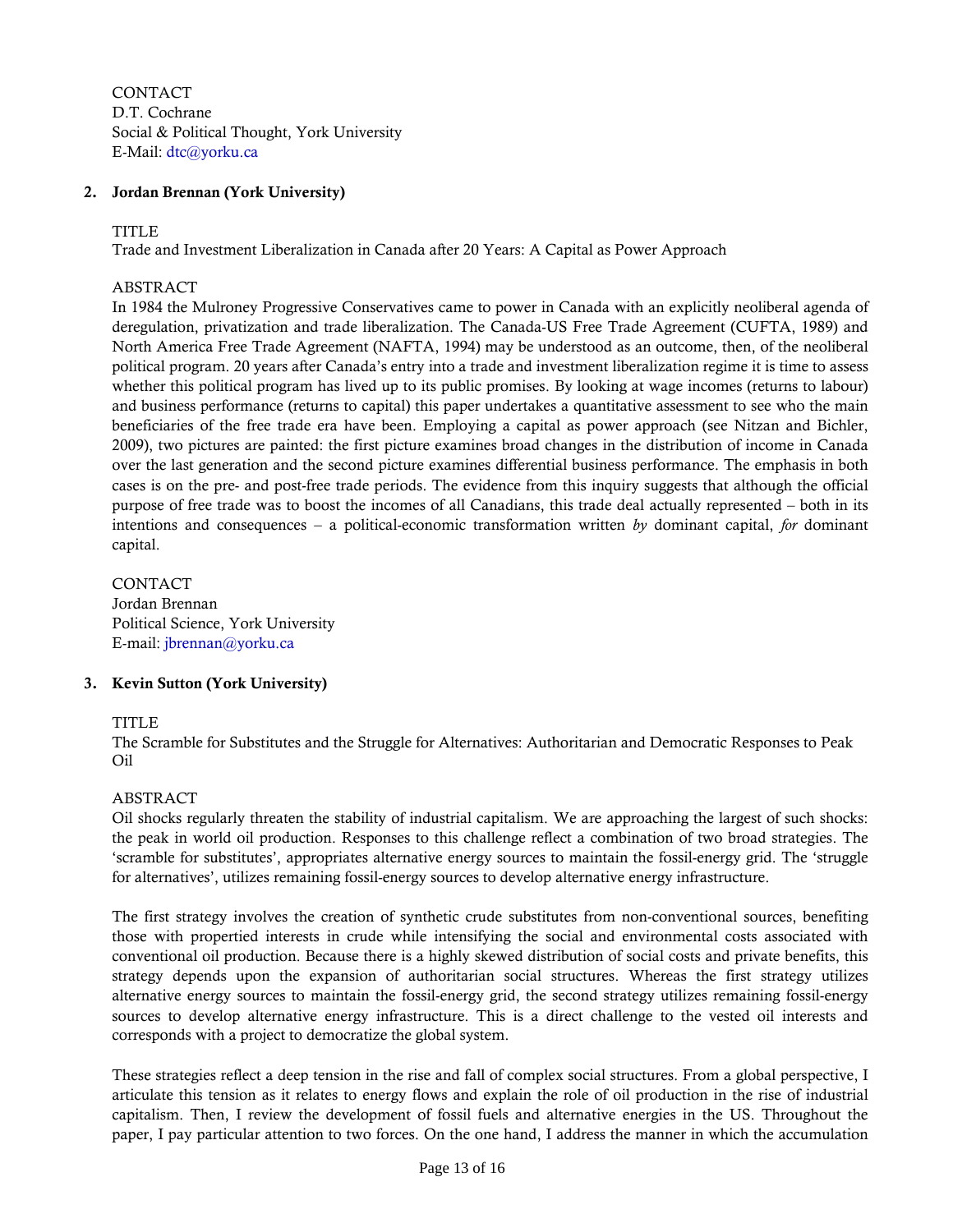CONTACT
D.T. Cochrane
Social & Political Thought, York University
E-Mail: dtc@yorku.ca

2. **Jordan Brennan (York University)**

TITLE
Trade and Investment Liberalization in Canada after 20 Years: A Capital as Power Approach

ABSTRACT
In 1984 the Mulroney Progressive Conservatives came to power in Canada with an explicitly neoliberal agenda of deregulation, privatization and trade liberalization. The Canada-US Free Trade Agreement (CUFTA, 1989) and North America Free Trade Agreement (NAFTA, 1994) may be understood as an outcome, then, of the neoliberal political program. 20 years after Canada's entry into a trade and investment liberalization regime it is time to assess whether this political program has lived up to its public promises. By looking at wage incomes (returns to labour) and business performance (returns to capital) this paper undertakes a quantitative assessment to see who the main beneficiaries of the free trade era have been. Employing a capital as power approach (see Nitzan and Bichler, 2009), two pictures are painted: the first picture examines broad changes in the distribution of income in Canada over the last generation and the second picture examines differential business performance. The emphasis in both cases is on the pre- and post-free trade periods. The evidence from this inquiry suggests that although the official purpose of free trade was to boost the incomes of all Canadians, this trade deal actually represented – both in its intentions and consequences – a political-economic transformation written *by* dominant capital, *for* dominant capital.

CONTACT
Jordan Brennan
Political Science, York University
E-mail: jbrennan@yorku.ca

3. **Kevin Sutton (York University)**

TITLE
The Scramble for Substitutes and the Struggle for Alternatives: Authoritarian and Democratic Responses to Peak Oil

ABSTRACT
Oil shocks regularly threaten the stability of industrial capitalism. We are approaching the largest of such shocks: the peak in world oil production. Responses to this challenge reflect a combination of two broad strategies. The 'scramble for substitutes', appropriates alternative energy sources to maintain the fossil-energy grid. The 'struggle for alternatives', utilizes remaining fossil-energy sources to develop alternative energy infrastructure.

The first strategy involves the creation of synthetic crude substitutes from non-conventional sources, benefiting those with propertied interests in crude while intensifying the social and environmental costs associated with conventional oil production. Because there is a highly skewed distribution of social costs and private benefits, this strategy depends upon the expansion of authoritarian social structures. Whereas the first strategy utilizes alternative energy sources to maintain the fossil-energy grid, the second strategy utilizes remaining fossil-energy sources to develop alternative energy infrastructure. This is a direct challenge to the vested oil interests and corresponds with a project to democratize the global system.

These strategies reflect a deep tension in the rise and fall of complex social structures. From a global perspective, I articulate this tension as it relates to energy flows and explain the role of oil production in the rise of industrial capitalism. Then, I review the development of fossil fuels and alternative energies in the US. Throughout the paper, I pay particular attention to two forces. On the one hand, I address the manner in which the accumulation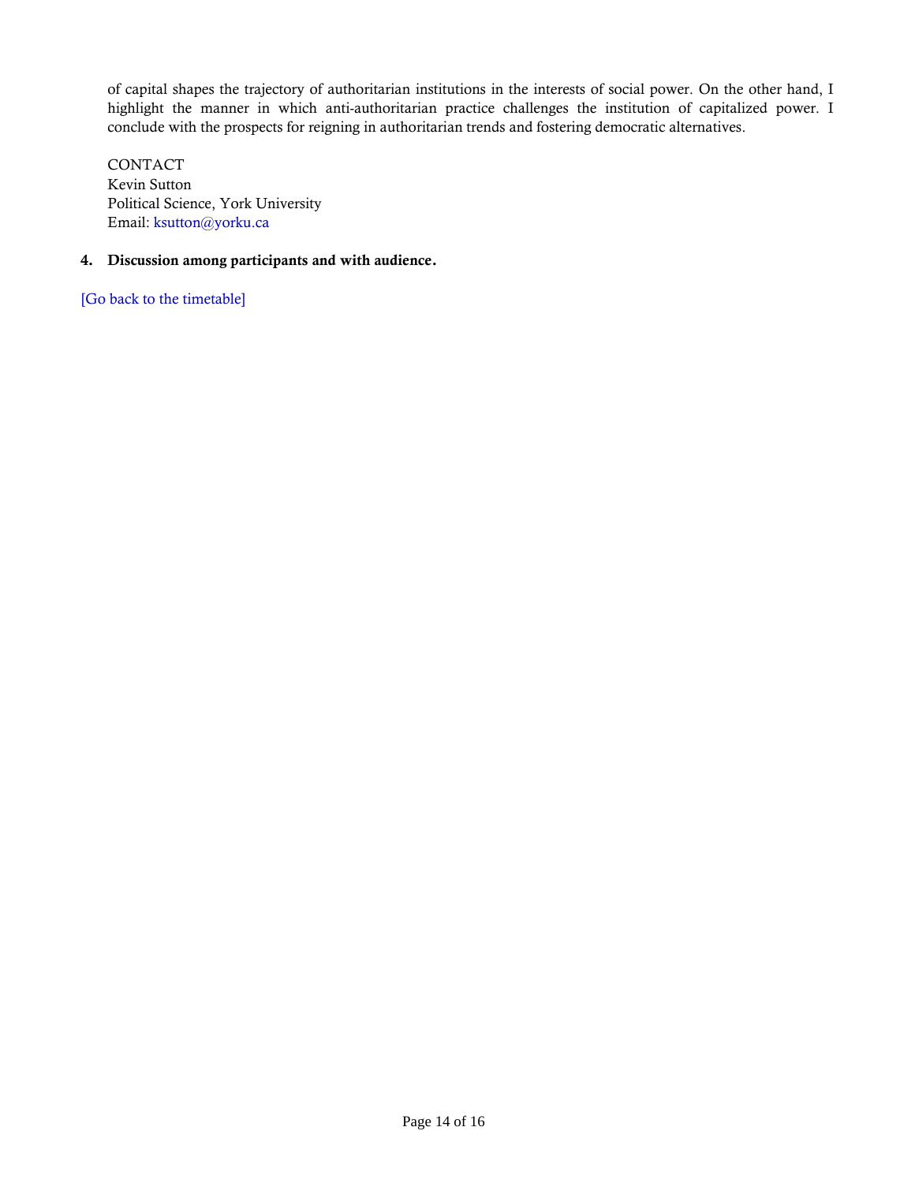of capital shapes the trajectory of authoritarian institutions in the interests of social power. On the other hand, I highlight the manner in which anti-authoritarian practice challenges the institution of capitalized power. I conclude with the prospects for reigning in authoritarian trends and fostering democratic alternatives.

CONTACT
Kevin Sutton
Political Science, York University
Email: ksutton@yorku.ca

**4. Discussion among participants and with audience.**

[Go back to the timetable]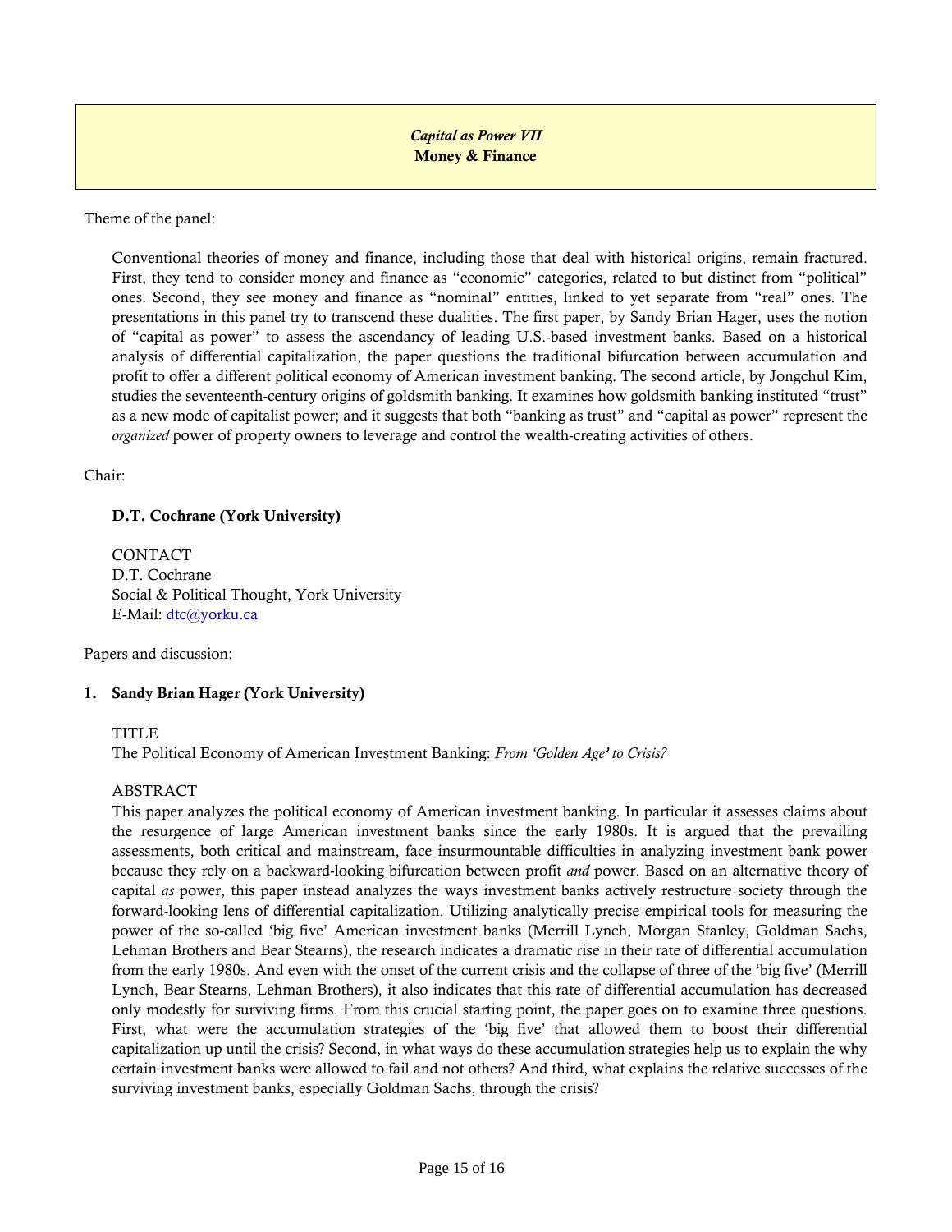*Capital as Power VII*
**Money & Finance**

Theme of the panel:

> Conventional theories of money and finance, including those that deal with historical origins, remain fractured. First, they tend to consider money and finance as "economic" categories, related to but distinct from "political" ones. Second, they see money and finance as "nominal" entities, linked to yet separate from "real" ones. The presentations in this panel try to transcend these dualities. The first paper, by Sandy Brian Hager, uses the notion of "capital as power" to assess the ascendancy of leading U.S.-based investment banks. Based on a historical analysis of differential capitalization, the paper questions the traditional bifurcation between accumulation and profit to offer a different political economy of American investment banking. The second article, by Jongchul Kim, studies the seventeenth-century origins of goldsmith banking. It examines how goldsmith banking instituted "trust" as a new mode of capitalist power; and it suggests that both "banking as trust" and "capital as power" represent the *organized* power of property owners to leverage and control the wealth-creating activities of others.

Chair:

**D.T. Cochrane (York University)**

CONTACT
D.T. Cochrane
Social & Political Thought, York University
E-Mail: dtc@yorku.ca

Papers and discussion:

1. **Sandy Brian Hager (York University)**

TITLE
The Political Economy of American Investment Banking: *From 'Golden Age' to Crisis?*

ABSTRACT
This paper analyzes the political economy of American investment banking. In particular it assesses claims about the resurgence of large American investment banks since the early 1980s. It is argued that the prevailing assessments, both critical and mainstream, face insurmountable difficulties in analyzing investment bank power because they rely on a backward-looking bifurcation between profit *and* power. Based on an alternative theory of capital *as* power, this paper instead analyzes the ways investment banks actively restructure society through the forward-looking lens of differential capitalization. Utilizing analytically precise empirical tools for measuring the power of the so-called 'big five' American investment banks (Merrill Lynch, Morgan Stanley, Goldman Sachs, Lehman Brothers and Bear Stearns), the research indicates a dramatic rise in their rate of differential accumulation from the early 1980s. And even with the onset of the current crisis and the collapse of three of the 'big five' (Merrill Lynch, Bear Stearns, Lehman Brothers), it also indicates that this rate of differential accumulation has decreased only modestly for surviving firms. From this crucial starting point, the paper goes on to examine three questions. First, what were the accumulation strategies of the 'big five' that allowed them to boost their differential capitalization up until the crisis? Second, in what ways do these accumulation strategies help us to explain the why certain investment banks were allowed to fail and not others? And third, what explains the relative successes of the surviving investment banks, especially Goldman Sachs, through the crisis?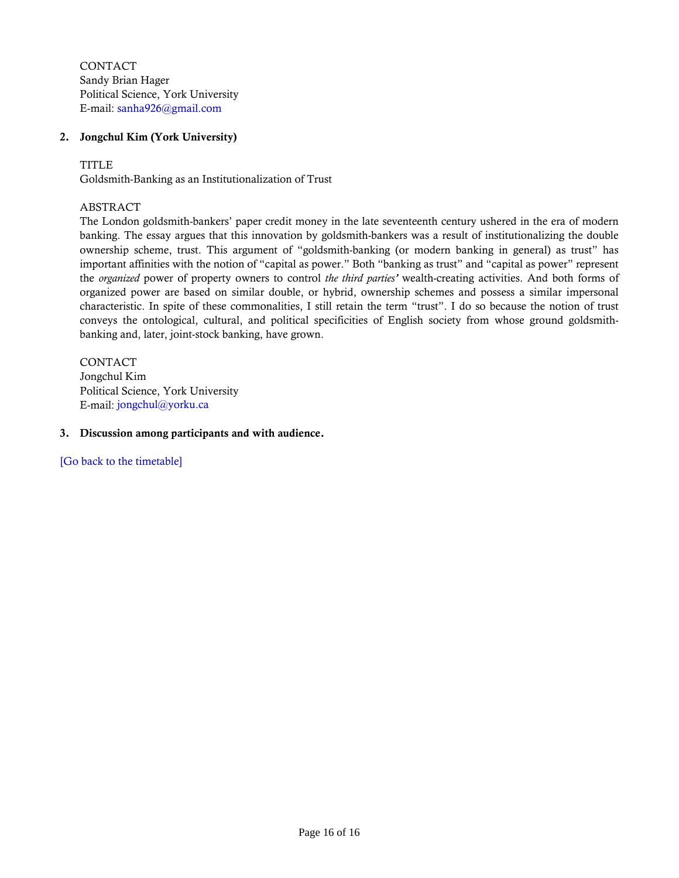CONTACT
Sandy Brian Hager
Political Science, York University
E-mail: sanha926@gmail.com

**2. Jongchul Kim (York University)**

TITLE
Goldsmith-Banking as an Institutionalization of Trust

ABSTRACT
The London goldsmith-bankers' paper credit money in the late seventeenth century ushered in the era of modern banking. The essay argues that this innovation by goldsmith-bankers was a result of institutionalizing the double ownership scheme, trust. This argument of "goldsmith-banking (or modern banking in general) as trust" has important affinities with the notion of "capital as power." Both "banking as trust" and "capital as power" represent the *organized* power of property owners to control *the third parties'* wealth-creating activities. And both forms of organized power are based on similar double, or hybrid, ownership schemes and possess a similar impersonal characteristic. In spite of these commonalities, I still retain the term "trust". I do so because the notion of trust conveys the ontological, cultural, and political specificities of English society from whose ground goldsmith-banking and, later, joint-stock banking, have grown.

CONTACT
Jongchul Kim
Political Science, York University
E-mail: jongchul@yorku.ca

**3. Discussion among participants and with audience.**

[Go back to the timetable]